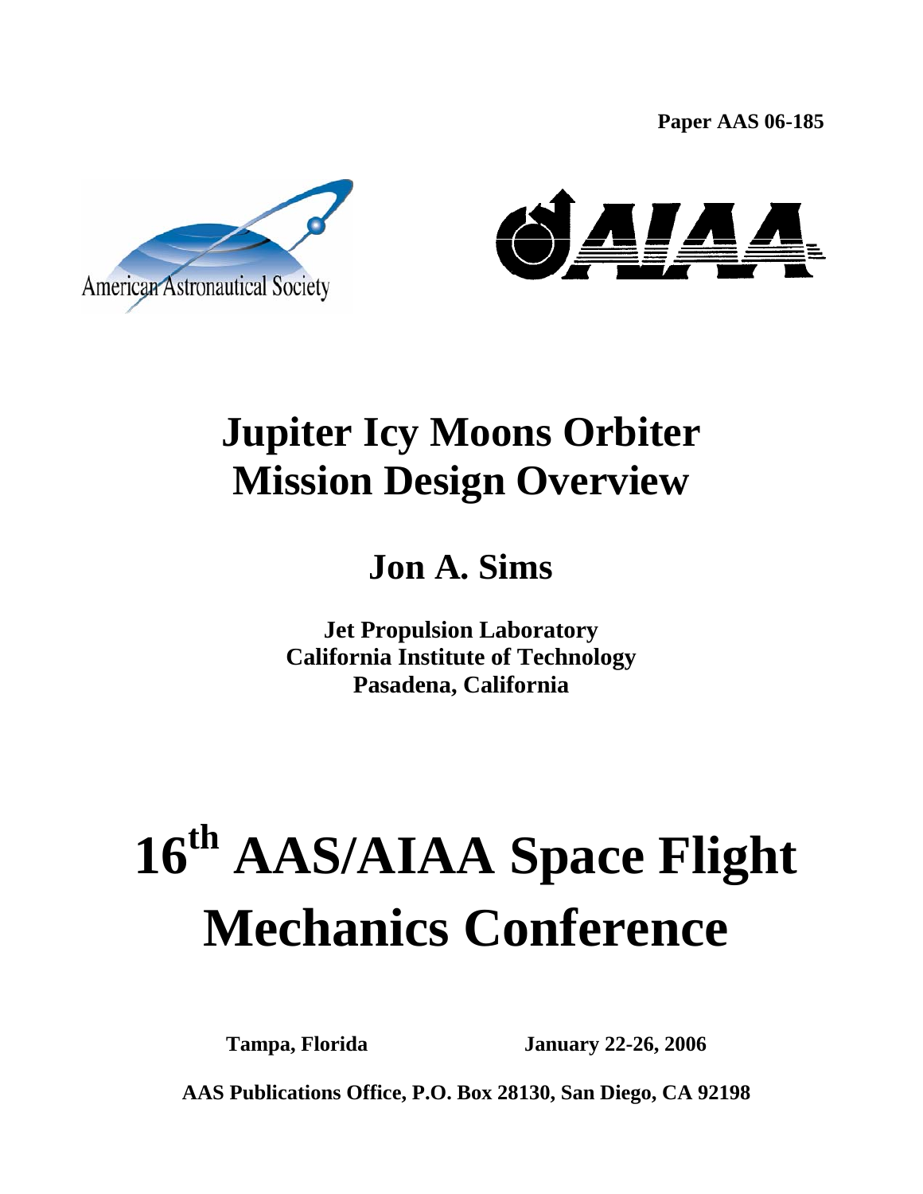**Paper AAS 06-185**

American Astronautical Society

# Jupiter Icy Moons Orbiter Mission Design Overview

## Jon A. Sims

**Jet Propulsion Laboratory**
**California Institute of Technology**
**Pasadena, California**

# 16th AAS/AIAA Space Flight Mechanics Conference

**Tampa, Florida** **January 22-26, 2006**

**AAS Publications Office, P.O. Box 28130, San Diego, CA 92198**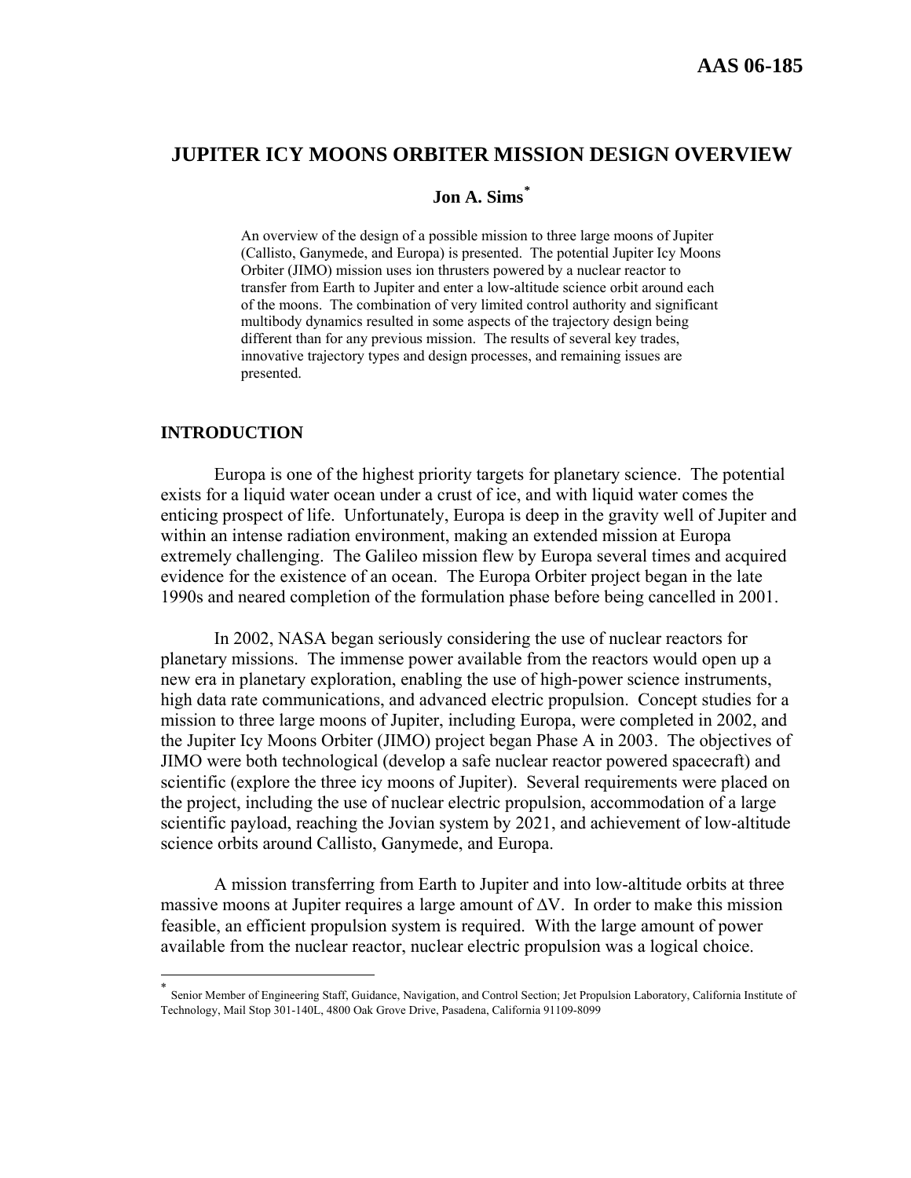# JUPITER ICY MOONS ORBITER MISSION DESIGN OVERVIEW

**Jon A. Sims***

An overview of the design of a possible mission to three large moons of Jupiter (Callisto, Ganymede, and Europa) is presented. The potential Jupiter Icy Moons Orbiter (JIMO) mission uses ion thrusters powered by a nuclear reactor to transfer from Earth to Jupiter and enter a low-altitude science orbit around each of the moons. The combination of very limited control authority and significant multibody dynamics resulted in some aspects of the trajectory design being different than for any previous mission. The results of several key trades, innovative trajectory types and design processes, and remaining issues are presented.

## INTRODUCTION

Europa is one of the highest priority targets for planetary science. The potential exists for a liquid water ocean under a crust of ice, and with liquid water comes the enticing prospect of life. Unfortunately, Europa is deep in the gravity well of Jupiter and within an intense radiation environment, making an extended mission at Europa extremely challenging. The Galileo mission flew by Europa several times and acquired evidence for the existence of an ocean. The Europa Orbiter project began in the late 1990s and neared completion of the formulation phase before being cancelled in 2001.

In 2002, NASA began seriously considering the use of nuclear reactors for planetary missions. The immense power available from the reactors would open up a new era in planetary exploration, enabling the use of high-power science instruments, high data rate communications, and advanced electric propulsion. Concept studies for a mission to three large moons of Jupiter, including Europa, were completed in 2002, and the Jupiter Icy Moons Orbiter (JIMO) project began Phase A in 2003. The objectives of JIMO were both technological (develop a safe nuclear reactor powered spacecraft) and scientific (explore the three icy moons of Jupiter). Several requirements were placed on the project, including the use of nuclear electric propulsion, accommodation of a large scientific payload, reaching the Jovian system by 2021, and achievement of low-altitude science orbits around Callisto, Ganymede, and Europa.

A mission transferring from Earth to Jupiter and into low-altitude orbits at three massive moons at Jupiter requires a large amount of $\Delta V$. In order to make this mission feasible, an efficient propulsion system is required. With the large amount of power available from the nuclear reactor, nuclear electric propulsion was a logical choice.

---

\* Senior Member of Engineering Staff, Guidance, Navigation, and Control Section; Jet Propulsion Laboratory, California Institute of Technology, Mail Stop 301-140L, 4800 Oak Grove Drive, Pasadena, California 91109-8099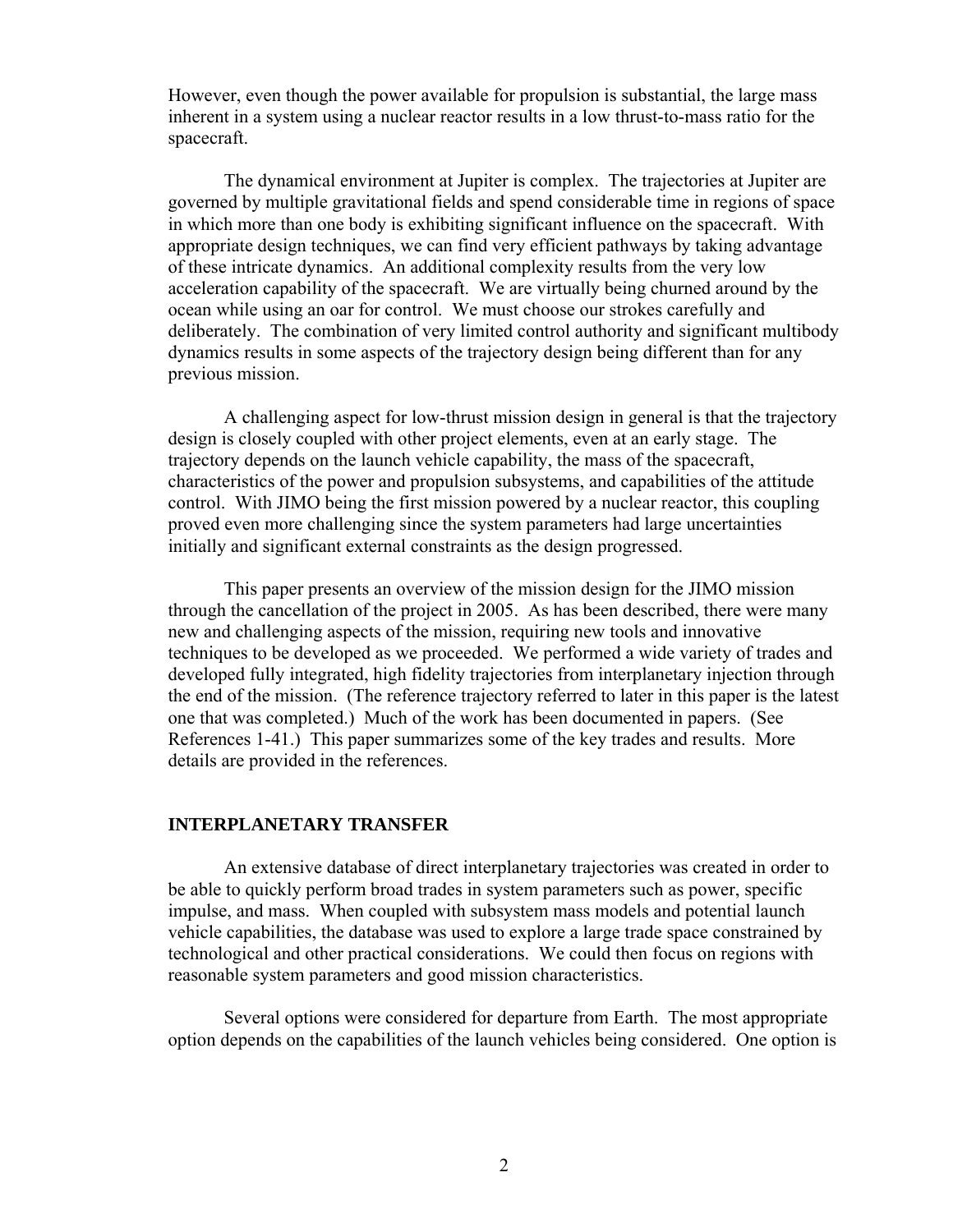However, even though the power available for propulsion is substantial, the large mass inherent in a system using a nuclear reactor results in a low thrust-to-mass ratio for the spacecraft.

The dynamical environment at Jupiter is complex. The trajectories at Jupiter are governed by multiple gravitational fields and spend considerable time in regions of space in which more than one body is exhibiting significant influence on the spacecraft. With appropriate design techniques, we can find very efficient pathways by taking advantage of these intricate dynamics. An additional complexity results from the very low acceleration capability of the spacecraft. We are virtually being churned around by the ocean while using an oar for control. We must choose our strokes carefully and deliberately. The combination of very limited control authority and significant multibody dynamics results in some aspects of the trajectory design being different than for any previous mission.

A challenging aspect for low-thrust mission design in general is that the trajectory design is closely coupled with other project elements, even at an early stage. The trajectory depends on the launch vehicle capability, the mass of the spacecraft, characteristics of the power and propulsion subsystems, and capabilities of the attitude control. With JIMO being the first mission powered by a nuclear reactor, this coupling proved even more challenging since the system parameters had large uncertainties initially and significant external constraints as the design progressed.

This paper presents an overview of the mission design for the JIMO mission through the cancellation of the project in 2005. As has been described, there were many new and challenging aspects of the mission, requiring new tools and innovative techniques to be developed as we proceeded. We performed a wide variety of trades and developed fully integrated, high fidelity trajectories from interplanetary injection through the end of the mission. (The reference trajectory referred to later in this paper is the latest one that was completed.) Much of the work has been documented in papers. (See References 1-41.) This paper summarizes some of the key trades and results. More details are provided in the references.

## INTERPLANETARY TRANSFER

An extensive database of direct interplanetary trajectories was created in order to be able to quickly perform broad trades in system parameters such as power, specific impulse, and mass. When coupled with subsystem mass models and potential launch vehicle capabilities, the database was used to explore a large trade space constrained by technological and other practical considerations. We could then focus on regions with reasonable system parameters and good mission characteristics.

Several options were considered for departure from Earth. The most appropriate option depends on the capabilities of the launch vehicles being considered. One option is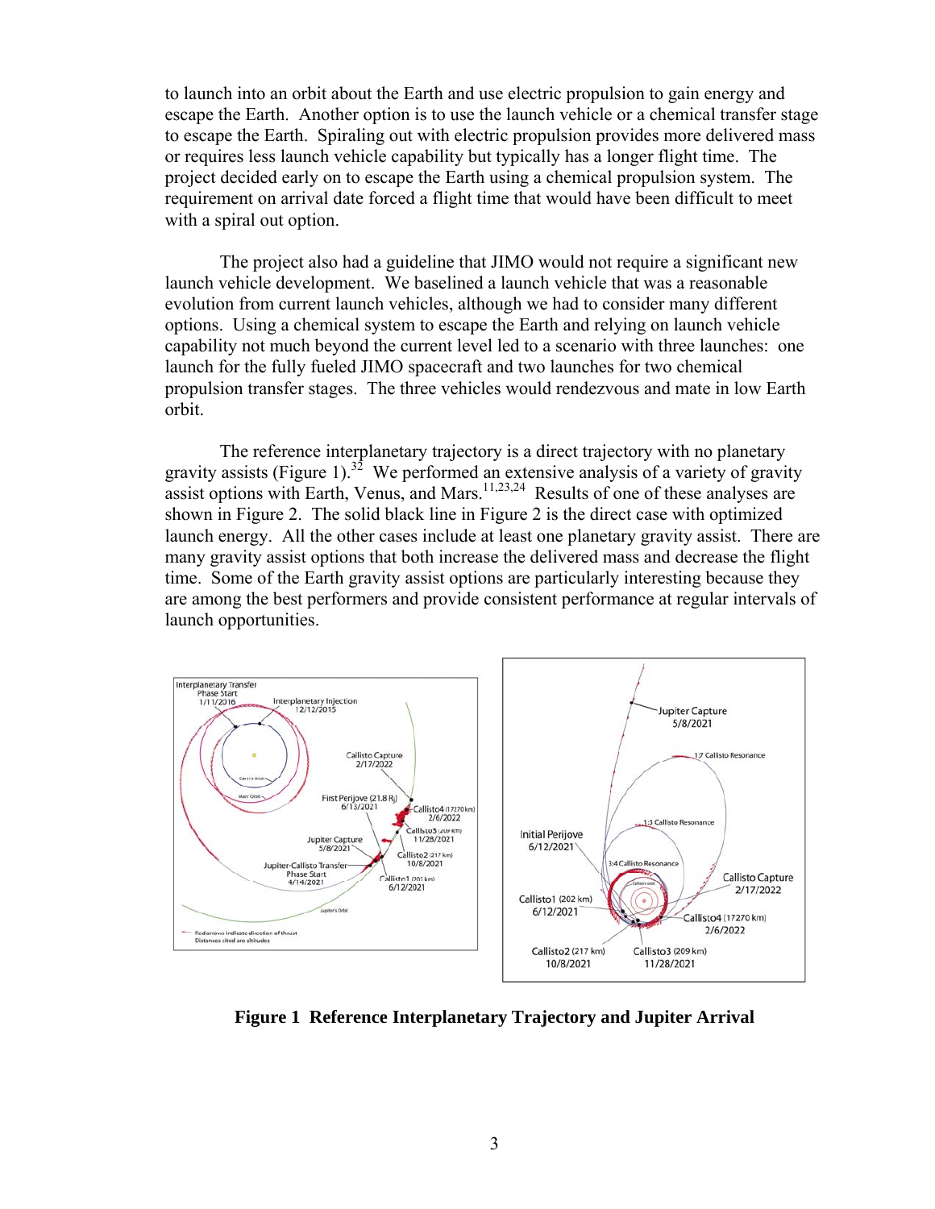to launch into an orbit about the Earth and use electric propulsion to gain energy and escape the Earth. Another option is to use the launch vehicle or a chemical transfer stage to escape the Earth. Spiraling out with electric propulsion provides more delivered mass or requires less launch vehicle capability but typically has a longer flight time. The project decided early on to escape the Earth using a chemical propulsion system. The requirement on arrival date forced a flight time that would have been difficult to meet with a spiral out option.

The project also had a guideline that JIMO would not require a significant new launch vehicle development. We baselined a launch vehicle that was a reasonable evolution from current launch vehicles, although we had to consider many different options. Using a chemical system to escape the Earth and relying on launch vehicle capability not much beyond the current level led to a scenario with three launches: one launch for the fully fueled JIMO spacecraft and two launches for two chemical propulsion transfer stages. The three vehicles would rendezvous and mate in low Earth orbit.

The reference interplanetary trajectory is a direct trajectory with no planetary gravity assists (Figure 1).[32] We performed an extensive analysis of a variety of gravity assist options with Earth, Venus, and Mars.[11,23,24] Results of one of these analyses are shown in Figure 2. The solid black line in Figure 2 is the direct case with optimized launch energy. All the other cases include at least one planetary gravity assist. There are many gravity assist options that both increase the delivered mass and decrease the flight time. Some of the Earth gravity assist options are particularly interesting because they are among the best performers and provide consistent performance at regular intervals of launch opportunities.

**Figure 1 Reference Interplanetary Trajectory and Jupiter Arrival**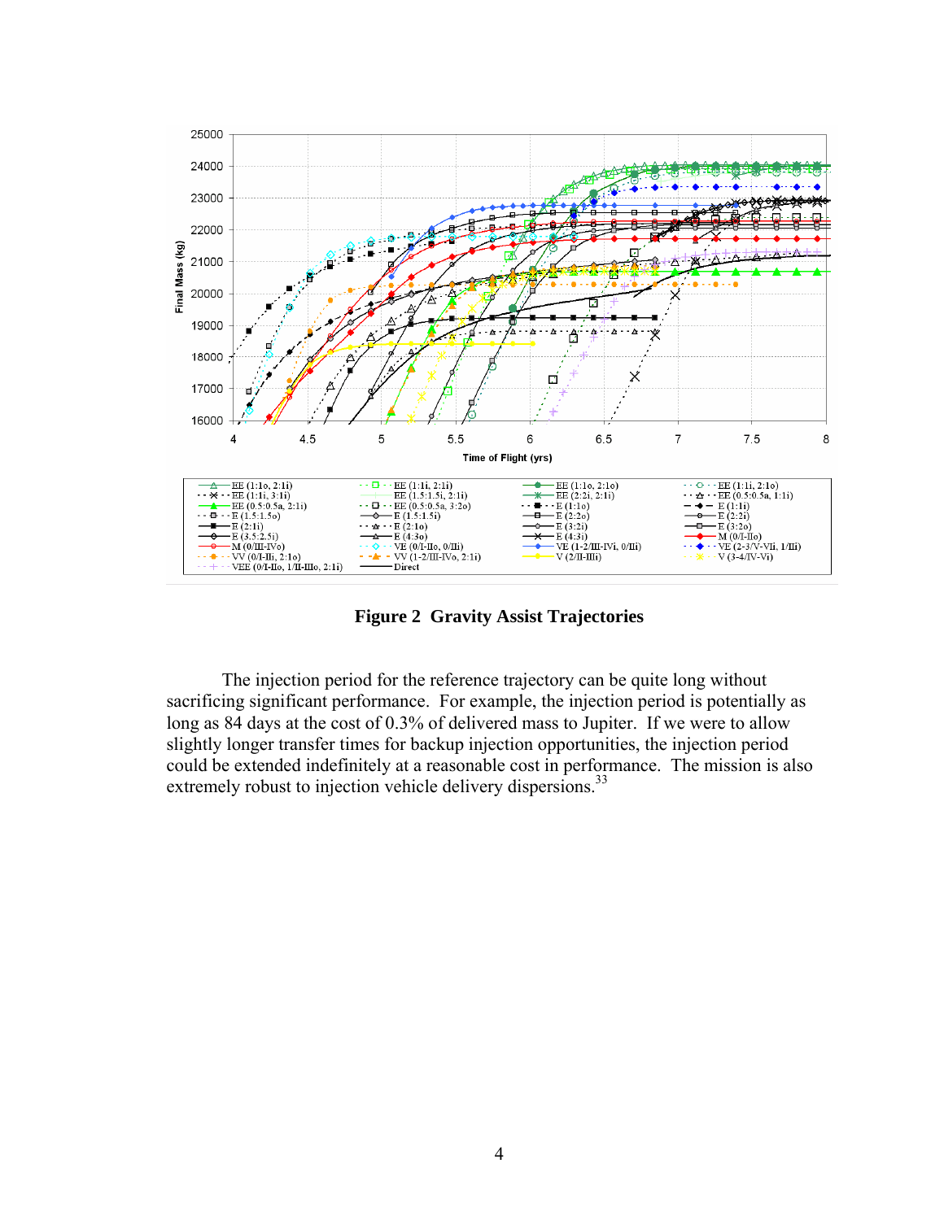**Figure 2 Gravity Assist Trajectories**

The injection period for the reference trajectory can be quite long without sacrificing significant performance. For example, the injection period is potentially as long as 84 days at the cost of 0.3% of delivered mass to Jupiter. If we were to allow slightly longer transfer times for backup injection opportunities, the injection period could be extended indefinitely at a reasonable cost in performance. The mission is also extremely robust to injection vehicle delivery dispersions.[33]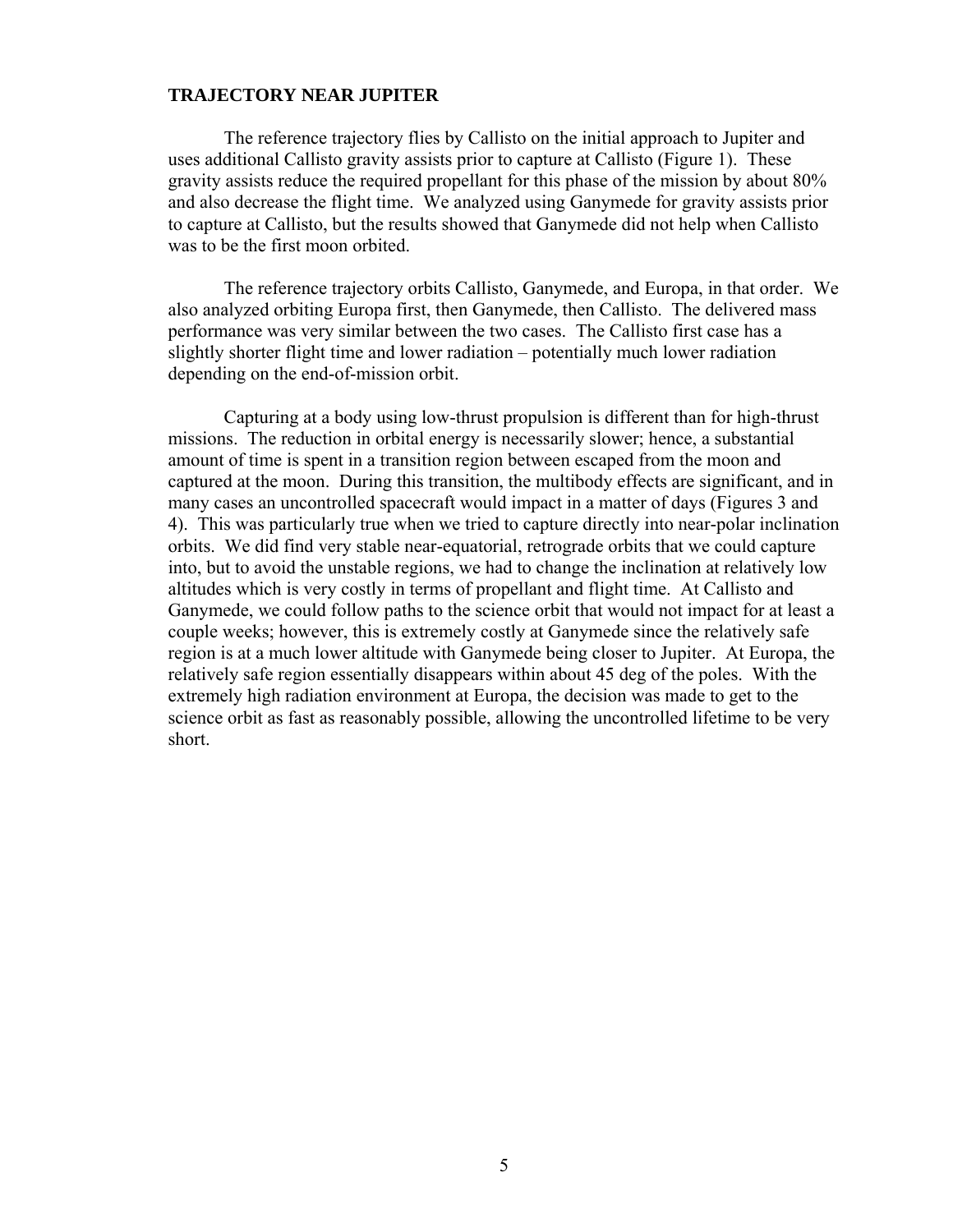## TRAJECTORY NEAR JUPITER

The reference trajectory flies by Callisto on the initial approach to Jupiter and uses additional Callisto gravity assists prior to capture at Callisto (Figure 1). These gravity assists reduce the required propellant for this phase of the mission by about 80% and also decrease the flight time. We analyzed using Ganymede for gravity assists prior to capture at Callisto, but the results showed that Ganymede did not help when Callisto was to be the first moon orbited.

The reference trajectory orbits Callisto, Ganymede, and Europa, in that order. We also analyzed orbiting Europa first, then Ganymede, then Callisto. The delivered mass performance was very similar between the two cases. The Callisto first case has a slightly shorter flight time and lower radiation – potentially much lower radiation depending on the end-of-mission orbit.

Capturing at a body using low-thrust propulsion is different than for high-thrust missions. The reduction in orbital energy is necessarily slower; hence, a substantial amount of time is spent in a transition region between escaped from the moon and captured at the moon. During this transition, the multibody effects are significant, and in many cases an uncontrolled spacecraft would impact in a matter of days (Figures 3 and 4). This was particularly true when we tried to capture directly into near-polar inclination orbits. We did find very stable near-equatorial, retrograde orbits that we could capture into, but to avoid the unstable regions, we had to change the inclination at relatively low altitudes which is very costly in terms of propellant and flight time. At Callisto and Ganymede, we could follow paths to the science orbit that would not impact for at least a couple weeks; however, this is extremely costly at Ganymede since the relatively safe region is at a much lower altitude with Ganymede being closer to Jupiter. At Europa, the relatively safe region essentially disappears within about 45 deg of the poles. With the extremely high radiation environment at Europa, the decision was made to get to the science orbit as fast as reasonably possible, allowing the uncontrolled lifetime to be very short.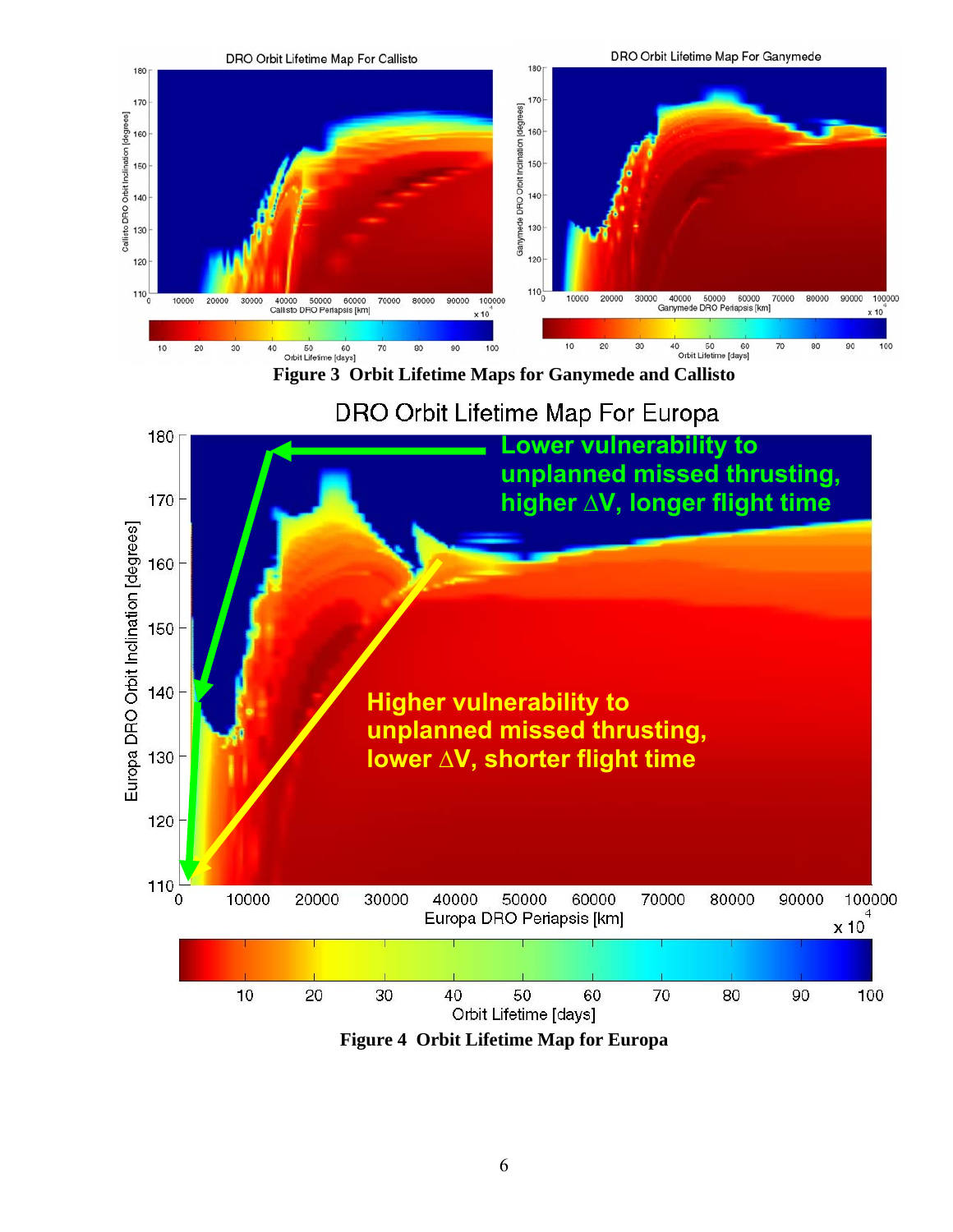**Figure 3 Orbit Lifetime Maps for Ganymede and Callisto**

**Figure 4 Orbit Lifetime Map for Europa**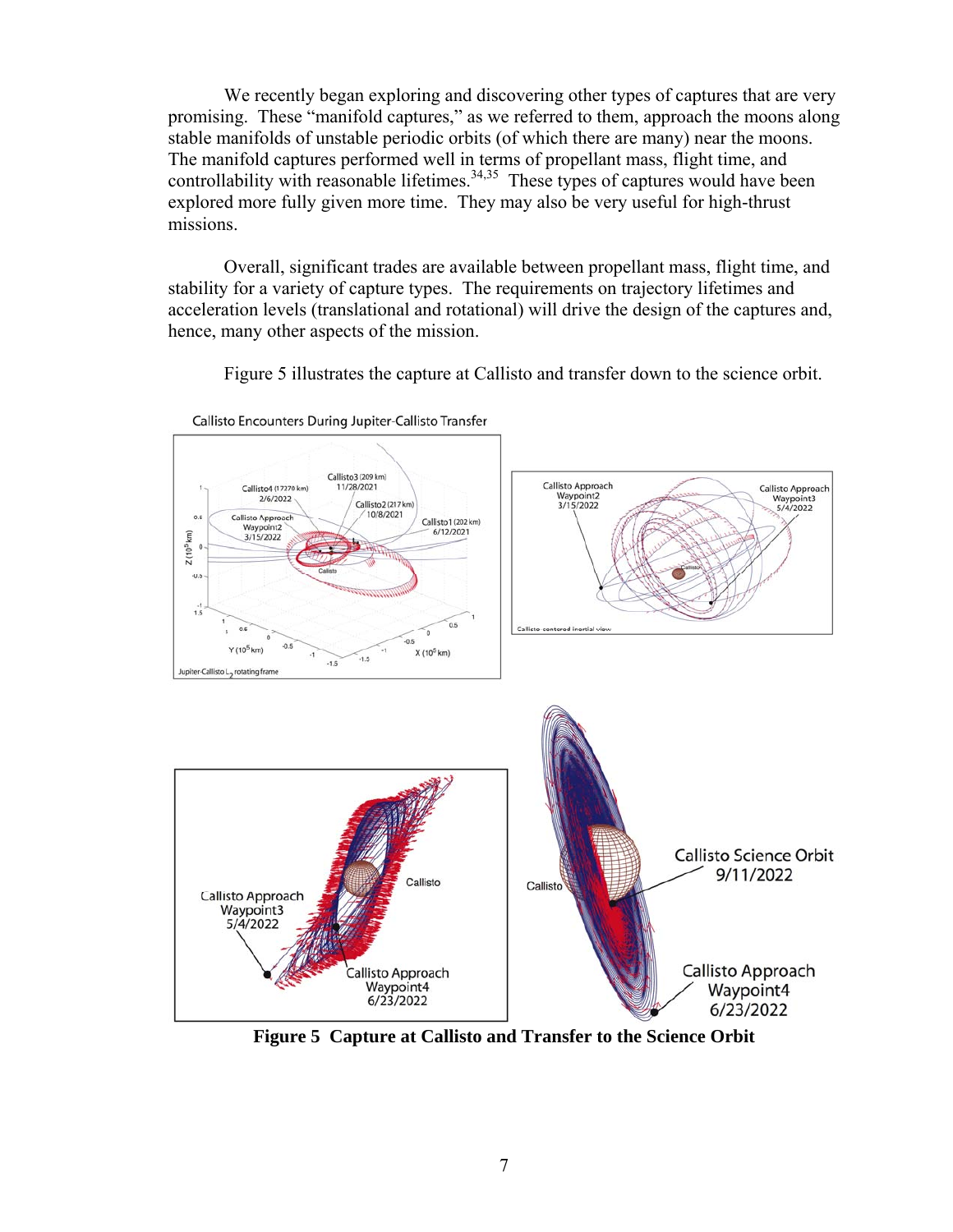We recently began exploring and discovering other types of captures that are very promising. These "manifold captures," as we referred to them, approach the moons along stable manifolds of unstable periodic orbits (of which there are many) near the moons. The manifold captures performed well in terms of propellant mass, flight time, and controllability with reasonable lifetimes.[34,35] These types of captures would have been explored more fully given more time. They may also be very useful for high-thrust missions.

Overall, significant trades are available between propellant mass, flight time, and stability for a variety of capture types. The requirements on trajectory lifetimes and acceleration levels (translational and rotational) will drive the design of the captures and, hence, many other aspects of the mission.

Figure 5 illustrates the capture at Callisto and transfer down to the science orbit.

**Figure 5 Capture at Callisto and Transfer to the Science Orbit**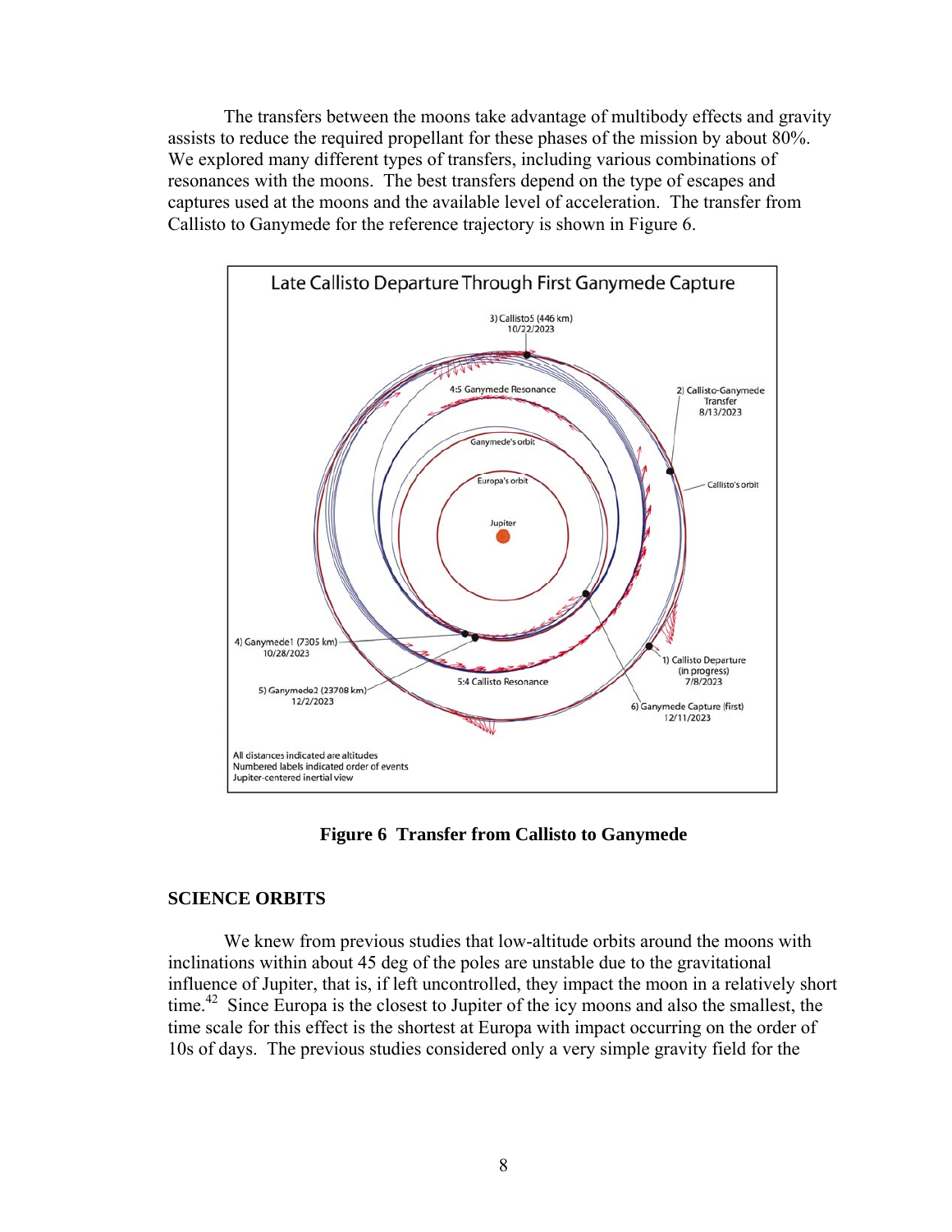The transfers between the moons take advantage of multibody effects and gravity assists to reduce the required propellant for these phases of the mission by about 80%. We explored many different types of transfers, including various combinations of resonances with the moons. The best transfers depend on the type of escapes and captures used at the moons and the available level of acceleration. The transfer from Callisto to Ganymede for the reference trajectory is shown in Figure 6.

**Figure 6 Transfer from Callisto to Ganymede**

## SCIENCE ORBITS

We knew from previous studies that low-altitude orbits around the moons with inclinations within about 45 deg of the poles are unstable due to the gravitational influence of Jupiter, that is, if left uncontrolled, they impact the moon in a relatively short time.[42] Since Europa is the closest to Jupiter of the icy moons and also the smallest, the time scale for this effect is the shortest at Europa with impact occurring on the order of 10s of days. The previous studies considered only a very simple gravity field for the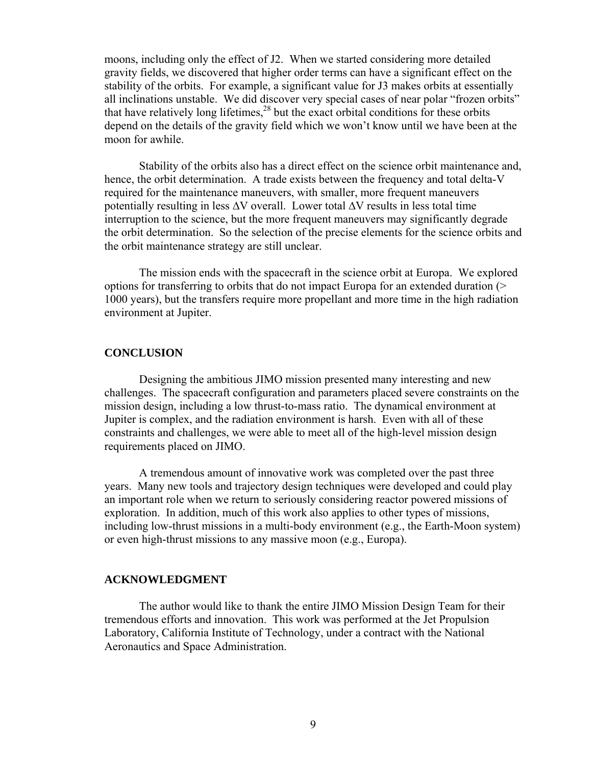moons, including only the effect of J2. When we started considering more detailed gravity fields, we discovered that higher order terms can have a significant effect on the stability of the orbits. For example, a significant value for J3 makes orbits at essentially all inclinations unstable. We did discover very special cases of near polar "frozen orbits" that have relatively long lifetimes,[28] but the exact orbital conditions for these orbits depend on the details of the gravity field which we won't know until we have been at the moon for awhile.

Stability of the orbits also has a direct effect on the science orbit maintenance and, hence, the orbit determination. A trade exists between the frequency and total delta-V required for the maintenance maneuvers, with smaller, more frequent maneuvers potentially resulting in less $\Delta V$ overall. Lower total $\Delta V$ results in less total time interruption to the science, but the more frequent maneuvers may significantly degrade the orbit determination. So the selection of the precise elements for the science orbits and the orbit maintenance strategy are still unclear.

The mission ends with the spacecraft in the science orbit at Europa. We explored options for transferring to orbits that do not impact Europa for an extended duration (> 1000 years), but the transfers require more propellant and more time in the high radiation environment at Jupiter.

## CONCLUSION

Designing the ambitious JIMO mission presented many interesting and new challenges. The spacecraft configuration and parameters placed severe constraints on the mission design, including a low thrust-to-mass ratio. The dynamical environment at Jupiter is complex, and the radiation environment is harsh. Even with all of these constraints and challenges, we were able to meet all of the high-level mission design requirements placed on JIMO.

A tremendous amount of innovative work was completed over the past three years. Many new tools and trajectory design techniques were developed and could play an important role when we return to seriously considering reactor powered missions of exploration. In addition, much of this work also applies to other types of missions, including low-thrust missions in a multi-body environment (e.g., the Earth-Moon system) or even high-thrust missions to any massive moon (e.g., Europa).

## ACKNOWLEDGMENT

The author would like to thank the entire JIMO Mission Design Team for their tremendous efforts and innovation. This work was performed at the Jet Propulsion Laboratory, California Institute of Technology, under a contract with the National Aeronautics and Space Administration.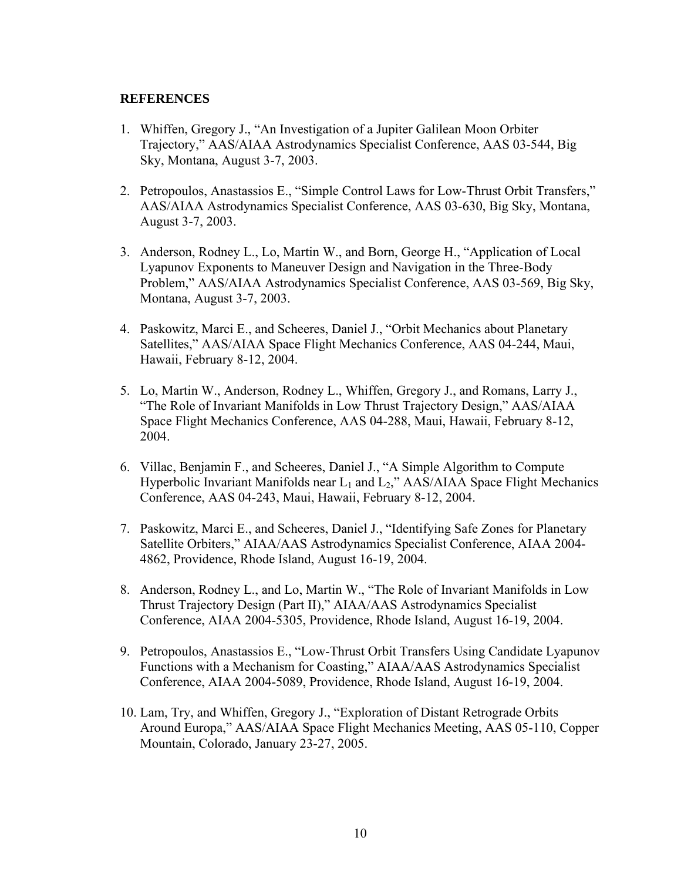**REFERENCES**

1. Whiffen, Gregory J., "An Investigation of a Jupiter Galilean Moon Orbiter Trajectory," AAS/AIAA Astrodynamics Specialist Conference, AAS 03-544, Big Sky, Montana, August 3-7, 2003.

2. Petropoulos, Anastassios E., "Simple Control Laws for Low-Thrust Orbit Transfers," AAS/AIAA Astrodynamics Specialist Conference, AAS 03-630, Big Sky, Montana, August 3-7, 2003.

3. Anderson, Rodney L., Lo, Martin W., and Born, George H., "Application of Local Lyapunov Exponents to Maneuver Design and Navigation in the Three-Body Problem," AAS/AIAA Astrodynamics Specialist Conference, AAS 03-569, Big Sky, Montana, August 3-7, 2003.

4. Paskowitz, Marci E., and Scheeres, Daniel J., "Orbit Mechanics about Planetary Satellites," AAS/AIAA Space Flight Mechanics Conference, AAS 04-244, Maui, Hawaii, February 8-12, 2004.

5. Lo, Martin W., Anderson, Rodney L., Whiffen, Gregory J., and Romans, Larry J., "The Role of Invariant Manifolds in Low Thrust Trajectory Design," AAS/AIAA Space Flight Mechanics Conference, AAS 04-288, Maui, Hawaii, February 8-12, 2004.

6. Villac, Benjamin F., and Scheeres, Daniel J., "A Simple Algorithm to Compute Hyperbolic Invariant Manifolds near $L_1$ and $L_2$," AAS/AIAA Space Flight Mechanics Conference, AAS 04-243, Maui, Hawaii, February 8-12, 2004.

7. Paskowitz, Marci E., and Scheeres, Daniel J., "Identifying Safe Zones for Planetary Satellite Orbiters," AIAA/AAS Astrodynamics Specialist Conference, AIAA 2004-4862, Providence, Rhode Island, August 16-19, 2004.

8. Anderson, Rodney L., and Lo, Martin W., "The Role of Invariant Manifolds in Low Thrust Trajectory Design (Part II)," AIAA/AAS Astrodynamics Specialist Conference, AIAA 2004-5305, Providence, Rhode Island, August 16-19, 2004.

9. Petropoulos, Anastassios E., "Low-Thrust Orbit Transfers Using Candidate Lyapunov Functions with a Mechanism for Coasting," AIAA/AAS Astrodynamics Specialist Conference, AIAA 2004-5089, Providence, Rhode Island, August 16-19, 2004.

10. Lam, Try, and Whiffen, Gregory J., "Exploration of Distant Retrograde Orbits Around Europa," AAS/AIAA Space Flight Mechanics Meeting, AAS 05-110, Copper Mountain, Colorado, January 23-27, 2005.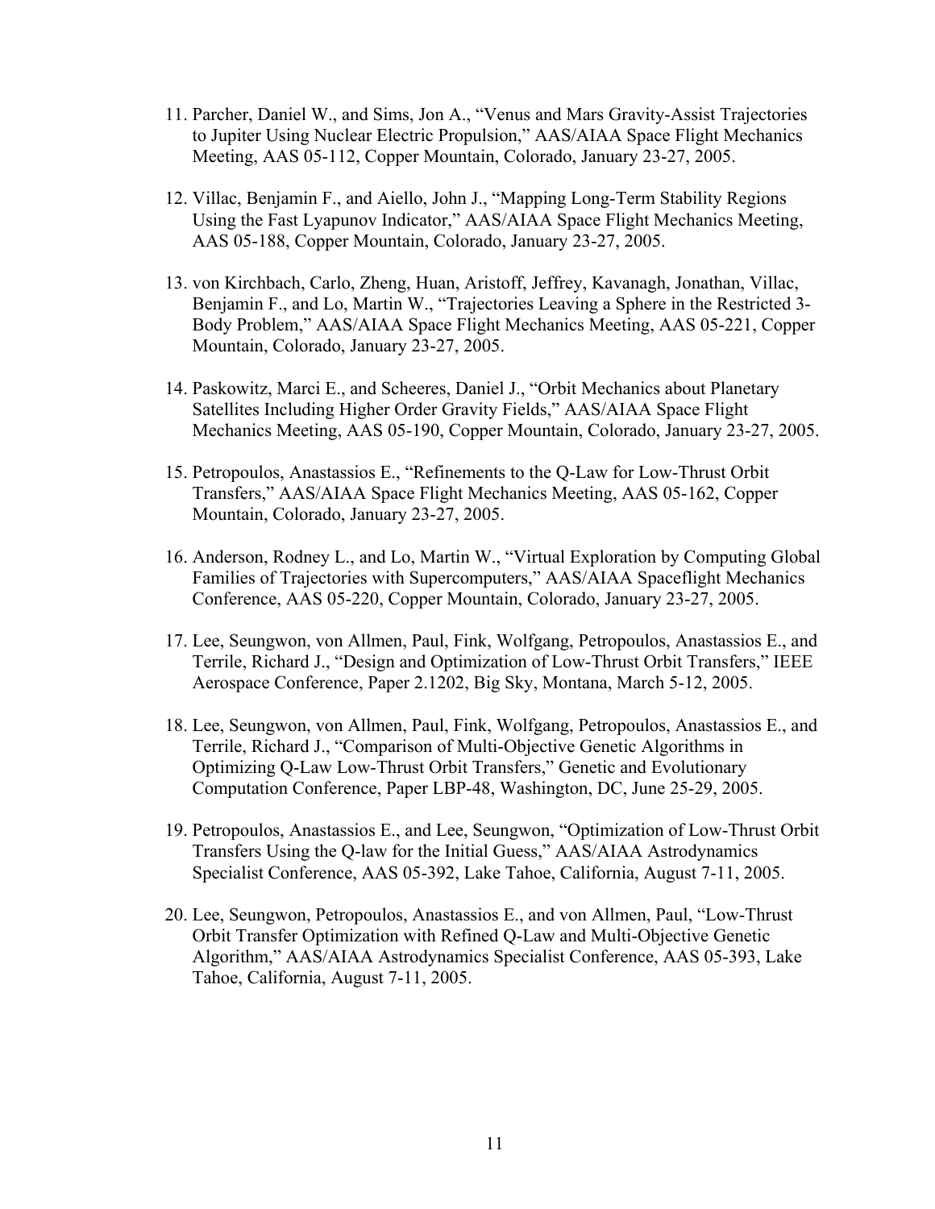11. Parcher, Daniel W., and Sims, Jon A., "Venus and Mars Gravity-Assist Trajectories to Jupiter Using Nuclear Electric Propulsion," AAS/AIAA Space Flight Mechanics Meeting, AAS 05-112, Copper Mountain, Colorado, January 23-27, 2005.

12. Villac, Benjamin F., and Aiello, John J., "Mapping Long-Term Stability Regions Using the Fast Lyapunov Indicator," AAS/AIAA Space Flight Mechanics Meeting, AAS 05-188, Copper Mountain, Colorado, January 23-27, 2005.

13. von Kirchbach, Carlo, Zheng, Huan, Aristoff, Jeffrey, Kavanagh, Jonathan, Villac, Benjamin F., and Lo, Martin W., "Trajectories Leaving a Sphere in the Restricted 3-Body Problem," AAS/AIAA Space Flight Mechanics Meeting, AAS 05-221, Copper Mountain, Colorado, January 23-27, 2005.

14. Paskowitz, Marci E., and Scheeres, Daniel J., "Orbit Mechanics about Planetary Satellites Including Higher Order Gravity Fields," AAS/AIAA Space Flight Mechanics Meeting, AAS 05-190, Copper Mountain, Colorado, January 23-27, 2005.

15. Petropoulos, Anastassios E., "Refinements to the Q-Law for Low-Thrust Orbit Transfers," AAS/AIAA Space Flight Mechanics Meeting, AAS 05-162, Copper Mountain, Colorado, January 23-27, 2005.

16. Anderson, Rodney L., and Lo, Martin W., "Virtual Exploration by Computing Global Families of Trajectories with Supercomputers," AAS/AIAA Spaceflight Mechanics Conference, AAS 05-220, Copper Mountain, Colorado, January 23-27, 2005.

17. Lee, Seungwon, von Allmen, Paul, Fink, Wolfgang, Petropoulos, Anastassios E., and Terrile, Richard J., "Design and Optimization of Low-Thrust Orbit Transfers," IEEE Aerospace Conference, Paper 2.1202, Big Sky, Montana, March 5-12, 2005.

18. Lee, Seungwon, von Allmen, Paul, Fink, Wolfgang, Petropoulos, Anastassios E., and Terrile, Richard J., "Comparison of Multi-Objective Genetic Algorithms in Optimizing Q-Law Low-Thrust Orbit Transfers," Genetic and Evolutionary Computation Conference, Paper LBP-48, Washington, DC, June 25-29, 2005.

19. Petropoulos, Anastassios E., and Lee, Seungwon, "Optimization of Low-Thrust Orbit Transfers Using the Q-law for the Initial Guess," AAS/AIAA Astrodynamics Specialist Conference, AAS 05-392, Lake Tahoe, California, August 7-11, 2005.

20. Lee, Seungwon, Petropoulos, Anastassios E., and von Allmen, Paul, "Low-Thrust Orbit Transfer Optimization with Refined Q-Law and Multi-Objective Genetic Algorithm," AAS/AIAA Astrodynamics Specialist Conference, AAS 05-393, Lake Tahoe, California, August 7-11, 2005.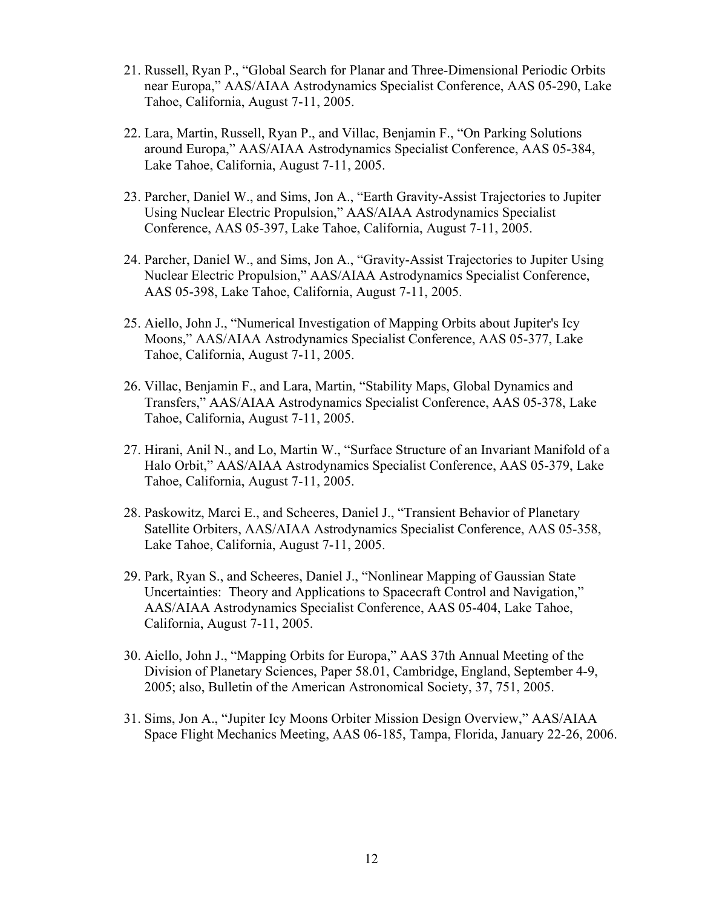21. Russell, Ryan P., “Global Search for Planar and Three-Dimensional Periodic Orbits near Europa,” AAS/AIAA Astrodynamics Specialist Conference, AAS 05-290, Lake Tahoe, California, August 7-11, 2005.

22. Lara, Martin, Russell, Ryan P., and Villac, Benjamin F., “On Parking Solutions around Europa,” AAS/AIAA Astrodynamics Specialist Conference, AAS 05-384, Lake Tahoe, California, August 7-11, 2005.

23. Parcher, Daniel W., and Sims, Jon A., “Earth Gravity-Assist Trajectories to Jupiter Using Nuclear Electric Propulsion,” AAS/AIAA Astrodynamics Specialist Conference, AAS 05-397, Lake Tahoe, California, August 7-11, 2005.

24. Parcher, Daniel W., and Sims, Jon A., “Gravity-Assist Trajectories to Jupiter Using Nuclear Electric Propulsion,” AAS/AIAA Astrodynamics Specialist Conference, AAS 05-398, Lake Tahoe, California, August 7-11, 2005.

25. Aiello, John J., “Numerical Investigation of Mapping Orbits about Jupiter's Icy Moons,” AAS/AIAA Astrodynamics Specialist Conference, AAS 05-377, Lake Tahoe, California, August 7-11, 2005.

26. Villac, Benjamin F., and Lara, Martin, “Stability Maps, Global Dynamics and Transfers,” AAS/AIAA Astrodynamics Specialist Conference, AAS 05-378, Lake Tahoe, California, August 7-11, 2005.

27. Hirani, Anil N., and Lo, Martin W., “Surface Structure of an Invariant Manifold of a Halo Orbit,” AAS/AIAA Astrodynamics Specialist Conference, AAS 05-379, Lake Tahoe, California, August 7-11, 2005.

28. Paskowitz, Marci E., and Scheeres, Daniel J., “Transient Behavior of Planetary Satellite Orbiters, AAS/AIAA Astrodynamics Specialist Conference, AAS 05-358, Lake Tahoe, California, August 7-11, 2005.

29. Park, Ryan S., and Scheeres, Daniel J., “Nonlinear Mapping of Gaussian State Uncertainties: Theory and Applications to Spacecraft Control and Navigation,” AAS/AIAA Astrodynamics Specialist Conference, AAS 05-404, Lake Tahoe, California, August 7-11, 2005.

30. Aiello, John J., “Mapping Orbits for Europa,” AAS 37th Annual Meeting of the Division of Planetary Sciences, Paper 58.01, Cambridge, England, September 4-9, 2005; also, Bulletin of the American Astronomical Society, 37, 751, 2005.

31. Sims, Jon A., “Jupiter Icy Moons Orbiter Mission Design Overview,” AAS/AIAA Space Flight Mechanics Meeting, AAS 06-185, Tampa, Florida, January 22-26, 2006.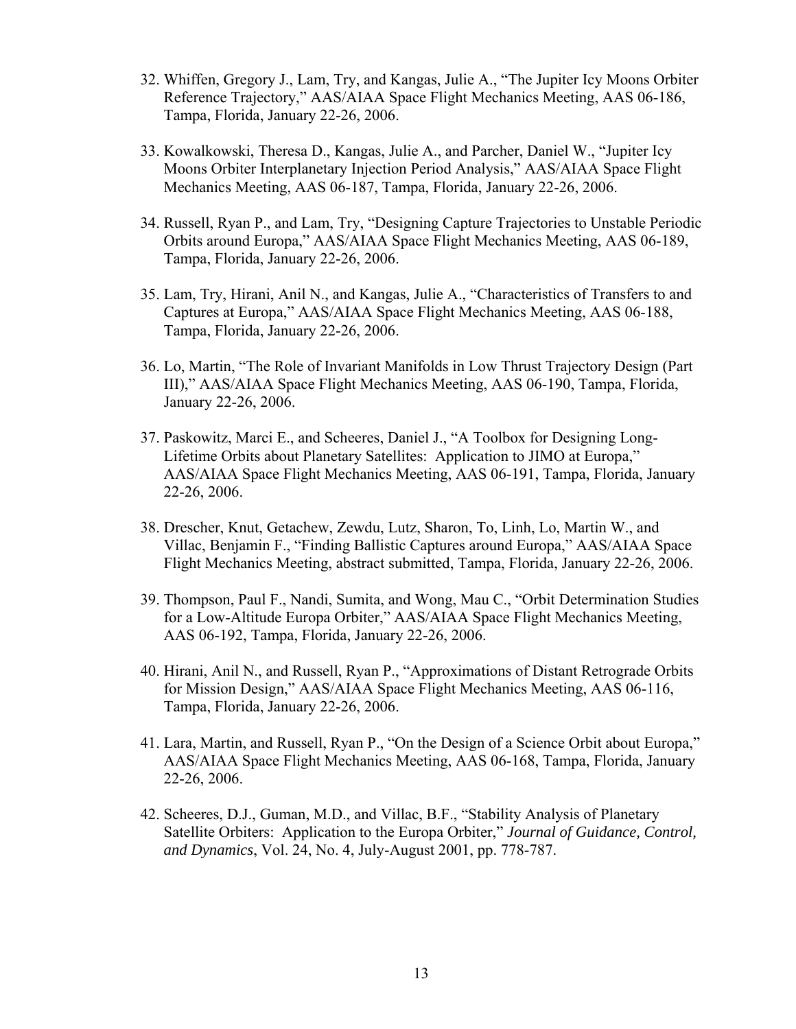32. Whiffen, Gregory J., Lam, Try, and Kangas, Julie A., "The Jupiter Icy Moons Orbiter Reference Trajectory," AAS/AIAA Space Flight Mechanics Meeting, AAS 06-186, Tampa, Florida, January 22-26, 2006.

33. Kowalkowski, Theresa D., Kangas, Julie A., and Parcher, Daniel W., "Jupiter Icy Moons Orbiter Interplanetary Injection Period Analysis," AAS/AIAA Space Flight Mechanics Meeting, AAS 06-187, Tampa, Florida, January 22-26, 2006.

34. Russell, Ryan P., and Lam, Try, "Designing Capture Trajectories to Unstable Periodic Orbits around Europa," AAS/AIAA Space Flight Mechanics Meeting, AAS 06-189, Tampa, Florida, January 22-26, 2006.

35. Lam, Try, Hirani, Anil N., and Kangas, Julie A., "Characteristics of Transfers to and Captures at Europa," AAS/AIAA Space Flight Mechanics Meeting, AAS 06-188, Tampa, Florida, January 22-26, 2006.

36. Lo, Martin, "The Role of Invariant Manifolds in Low Thrust Trajectory Design (Part III)," AAS/AIAA Space Flight Mechanics Meeting, AAS 06-190, Tampa, Florida, January 22-26, 2006.

37. Paskowitz, Marci E., and Scheeres, Daniel J., "A Toolbox for Designing Long-Lifetime Orbits about Planetary Satellites: Application to JIMO at Europa," AAS/AIAA Space Flight Mechanics Meeting, AAS 06-191, Tampa, Florida, January 22-26, 2006.

38. Drescher, Knut, Getachew, Zewdu, Lutz, Sharon, To, Linh, Lo, Martin W., and Villac, Benjamin F., "Finding Ballistic Captures around Europa," AAS/AIAA Space Flight Mechanics Meeting, abstract submitted, Tampa, Florida, January 22-26, 2006.

39. Thompson, Paul F., Nandi, Sumita, and Wong, Mau C., "Orbit Determination Studies for a Low-Altitude Europa Orbiter," AAS/AIAA Space Flight Mechanics Meeting, AAS 06-192, Tampa, Florida, January 22-26, 2006.

40. Hirani, Anil N., and Russell, Ryan P., "Approximations of Distant Retrograde Orbits for Mission Design," AAS/AIAA Space Flight Mechanics Meeting, AAS 06-116, Tampa, Florida, January 22-26, 2006.

41. Lara, Martin, and Russell, Ryan P., "On the Design of a Science Orbit about Europa," AAS/AIAA Space Flight Mechanics Meeting, AAS 06-168, Tampa, Florida, January 22-26, 2006.

42. Scheeres, D.J., Guman, M.D., and Villac, B.F., "Stability Analysis of Planetary Satellite Orbiters: Application to the Europa Orbiter," *Journal of Guidance, Control, and Dynamics*, Vol. 24, No. 4, July-August 2001, pp. 778-787.